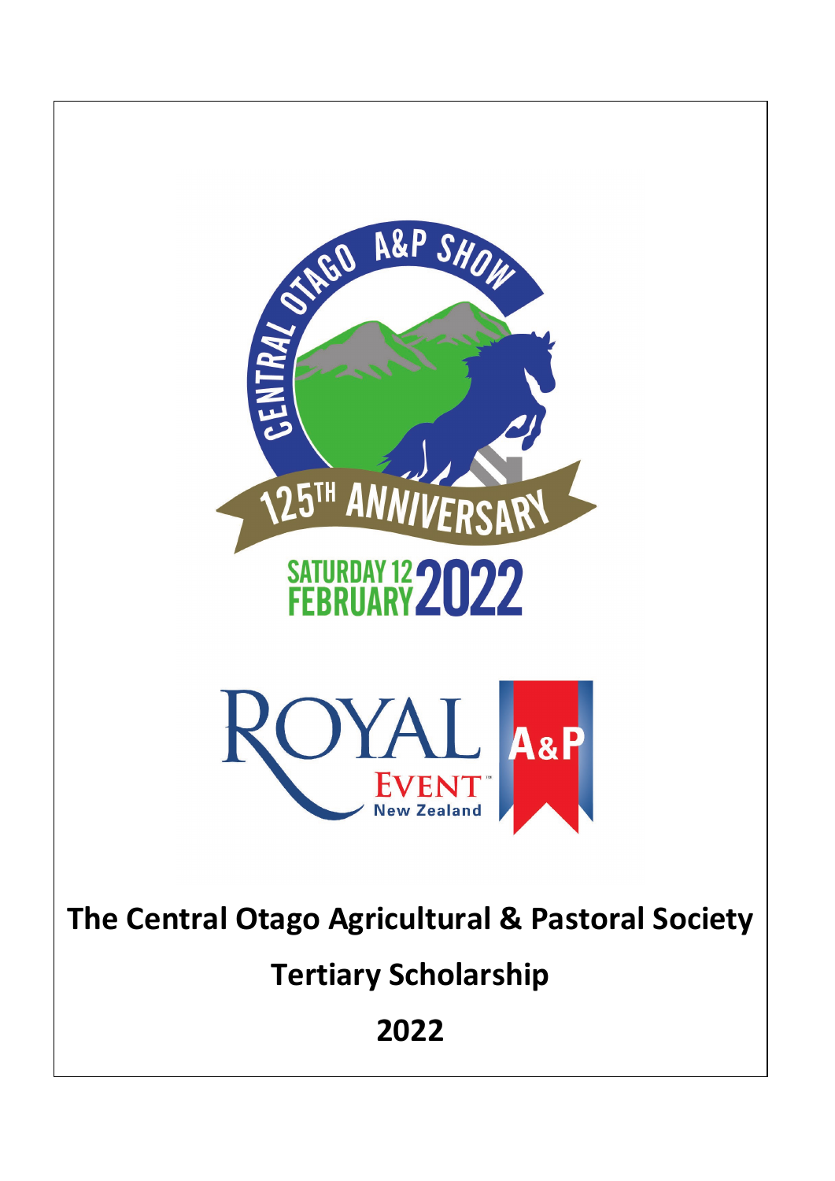CENTRAL OTAGO A&P SHOW

125TH ANNIVERSARY

SATURDAY 12 FEBRUARY 2022

ROYAL EVENT New Zealand A&P

# The Central Otago Agricultural & Pastoral Society

## Tertiary Scholarship

## 2022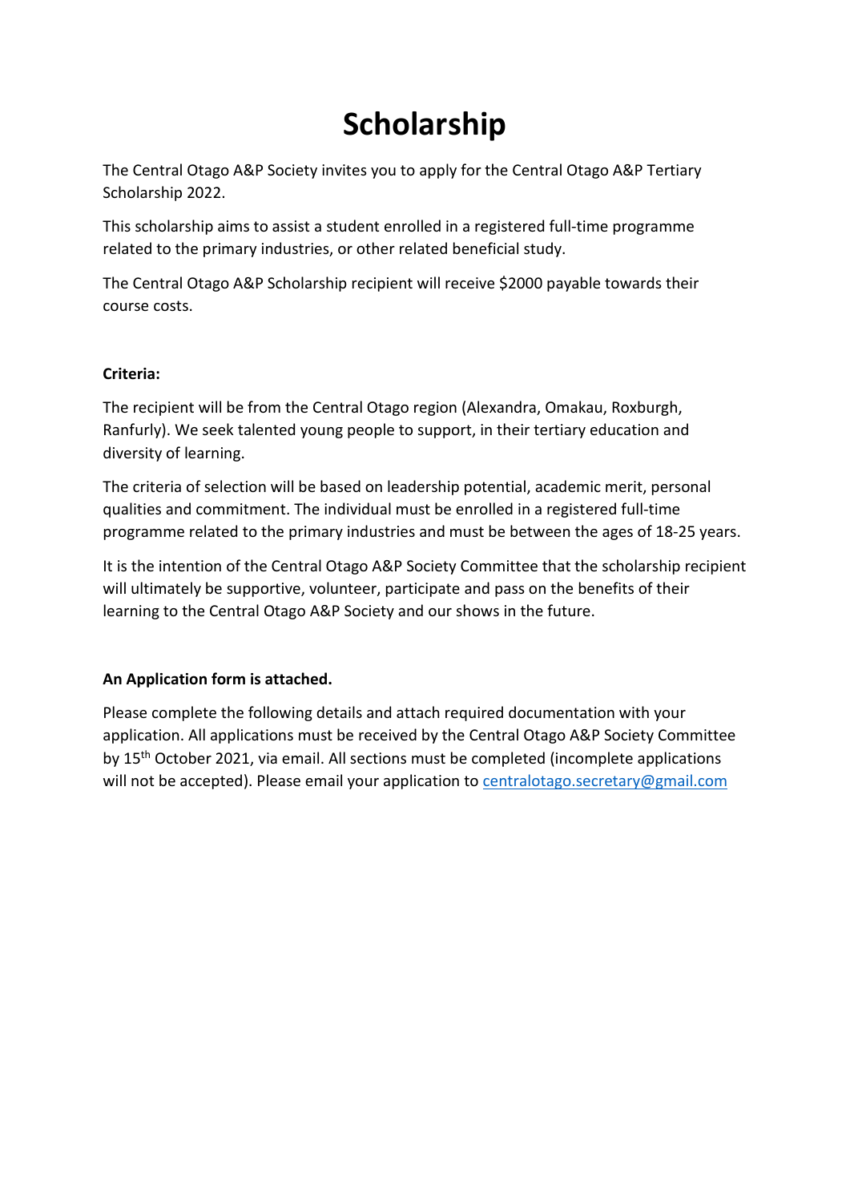# Scholarship

The Central Otago A&P Society invites you to apply for the Central Otago A&P Tertiary Scholarship 2022.

This scholarship aims to assist a student enrolled in a registered full-time programme related to the primary industries, or other related beneficial study.

The Central Otago A&P Scholarship recipient will receive $2000 payable towards their course costs.

**Criteria:**

The recipient will be from the Central Otago region (Alexandra, Omakau, Roxburgh, Ranfurly). We seek talented young people to support, in their tertiary education and diversity of learning.

The criteria of selection will be based on leadership potential, academic merit, personal qualities and commitment. The individual must be enrolled in a registered full-time programme related to the primary industries and must be between the ages of 18-25 years.

It is the intention of the Central Otago A&P Society Committee that the scholarship recipient will ultimately be supportive, volunteer, participate and pass on the benefits of their learning to the Central Otago A&P Society and our shows in the future.

**An Application form is attached.**

Please complete the following details and attach required documentation with your application. All applications must be received by the Central Otago A&P Society Committee by 15th October 2021, via email. All sections must be completed (incomplete applications will not be accepted). Please email your application to centralotago.secretary@gmail.com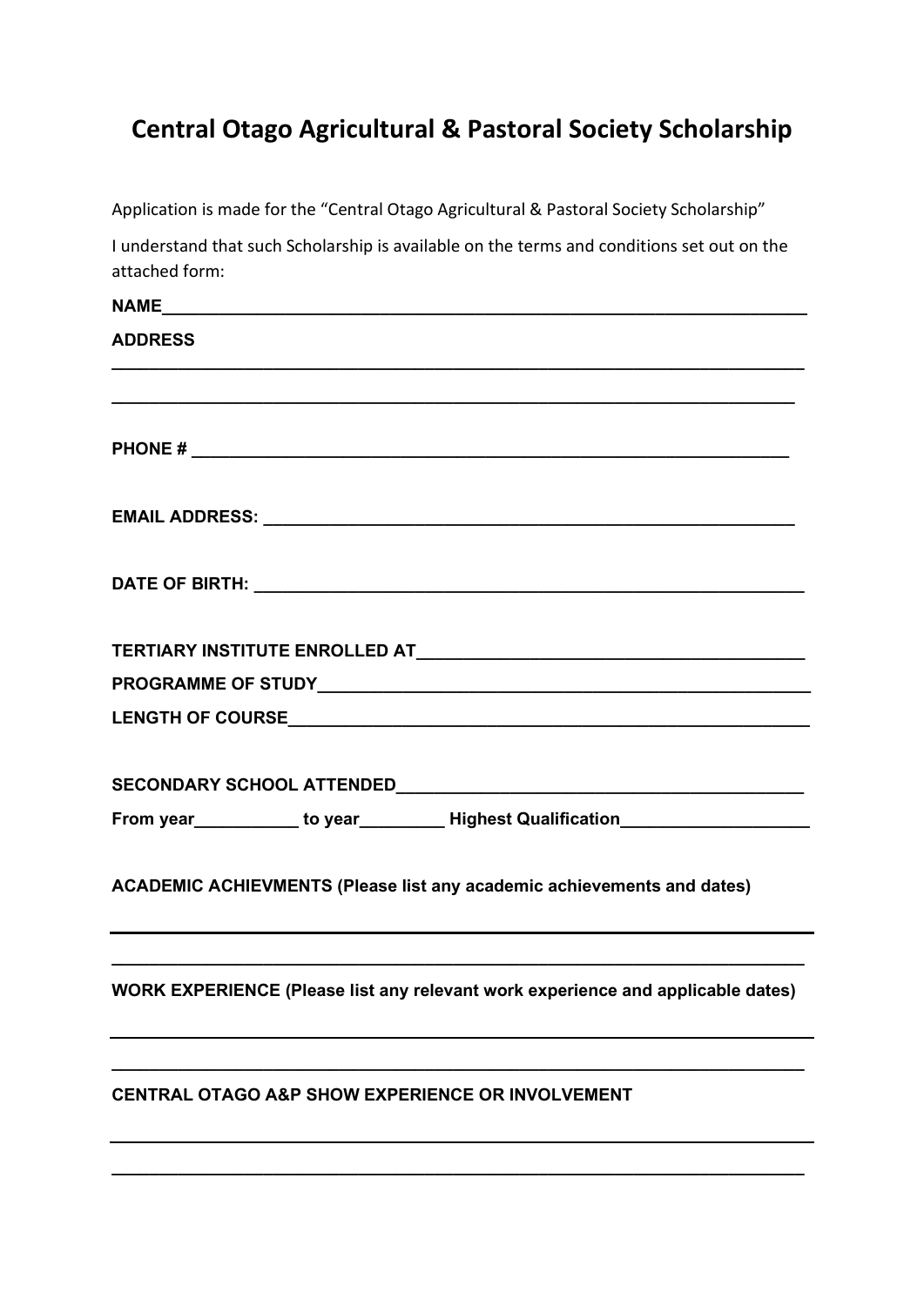# Central Otago Agricultural & Pastoral Society Scholarship

Application is made for the "Central Otago Agricultural & Pastoral Society Scholarship"

I understand that such Scholarship is available on the terms and conditions set out on the attached form:

**NAME**______________________________________________________________

**ADDRESS**

______________________________________________________________

______________________________________________________________

**PHONE #** ______________________________________________________________

**EMAIL ADDRESS:** ______________________________________________________

**DATE OF BIRTH:** ______________________________________________________

**TERTIARY INSTITUTE ENROLLED AT**_____________________________________

**PROGRAMME OF STUDY**_____________________________________________

**LENGTH OF COURSE**_______________________________________________

**SECONDARY SCHOOL ATTENDED**______________________________________

**From year**___________ **to year**_________ **Highest Qualification**___________________

**ACADEMIC ACHIEVMENTS (Please list any academic achievements and dates)**

______________________________________________________________

______________________________________________________________

**WORK EXPERIENCE (Please list any relevant work experience and applicable dates)**

______________________________________________________________

______________________________________________________________

**CENTRAL OTAGO A&P SHOW EXPERIENCE OR INVOLVEMENT**

______________________________________________________________

______________________________________________________________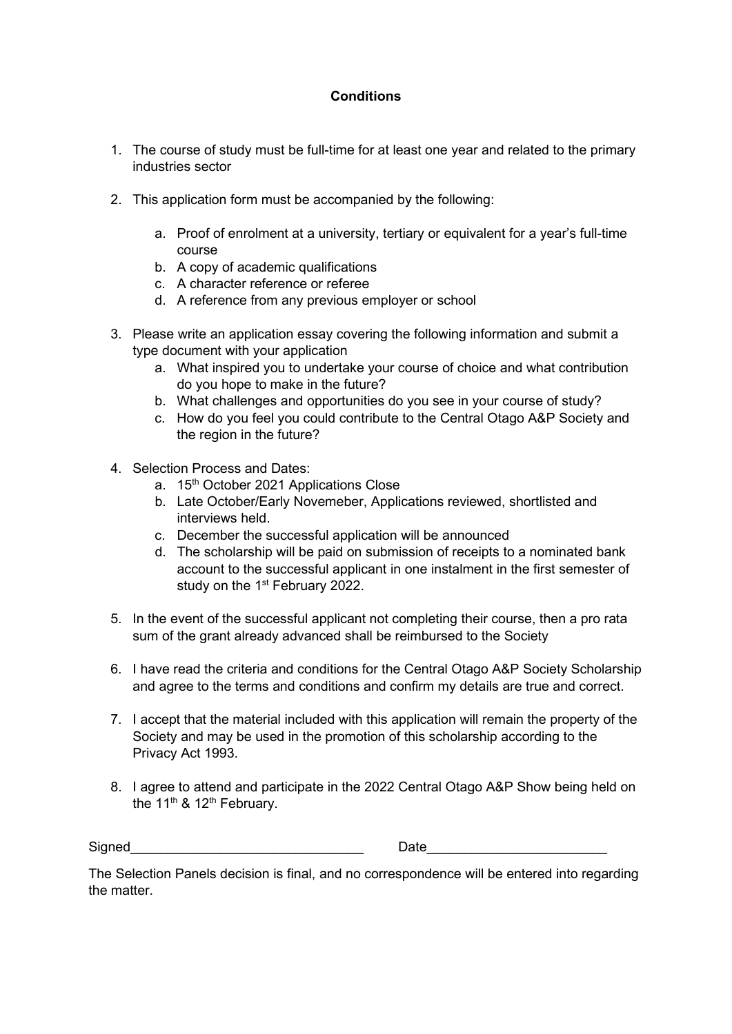**Conditions**

1. The course of study must be full-time for at least one year and related to the primary industries sector

2. This application form must be accompanied by the following:

    a. Proof of enrolment at a university, tertiary or equivalent for a year's full-time course
    b. A copy of academic qualifications
    c. A character reference or referee
    d. A reference from any previous employer or school

3. Please write an application essay covering the following information and submit a type document with your application
    a. What inspired you to undertake your course of choice and what contribution do you hope to make in the future?
    b. What challenges and opportunities do you see in your course of study?
    c. How do you feel you could contribute to the Central Otago A&P Society and the region in the future?

4. Selection Process and Dates:
    a. 15th October 2021 Applications Close
    b. Late October/Early Novemeber, Applications reviewed, shortlisted and interviews held.
    c. December the successful application will be announced
    d. The scholarship will be paid on submission of receipts to a nominated bank account to the successful applicant in one instalment in the first semester of study on the 1st February 2022.

5. In the event of the successful applicant not completing their course, then a pro rata sum of the grant already advanced shall be reimbursed to the Society

6. I have read the criteria and conditions for the Central Otago A&P Society Scholarship and agree to the terms and conditions and confirm my details are true and correct.

7. I accept that the material included with this application will remain the property of the Society and may be used in the promotion of this scholarship according to the Privacy Act 1993.

8. I agree to attend and participate in the 2022 Central Otago A&P Show being held on the 11th & 12th February.

Signed_______________________________ Date________________________

The Selection Panels decision is final, and no correspondence will be entered into regarding the matter.